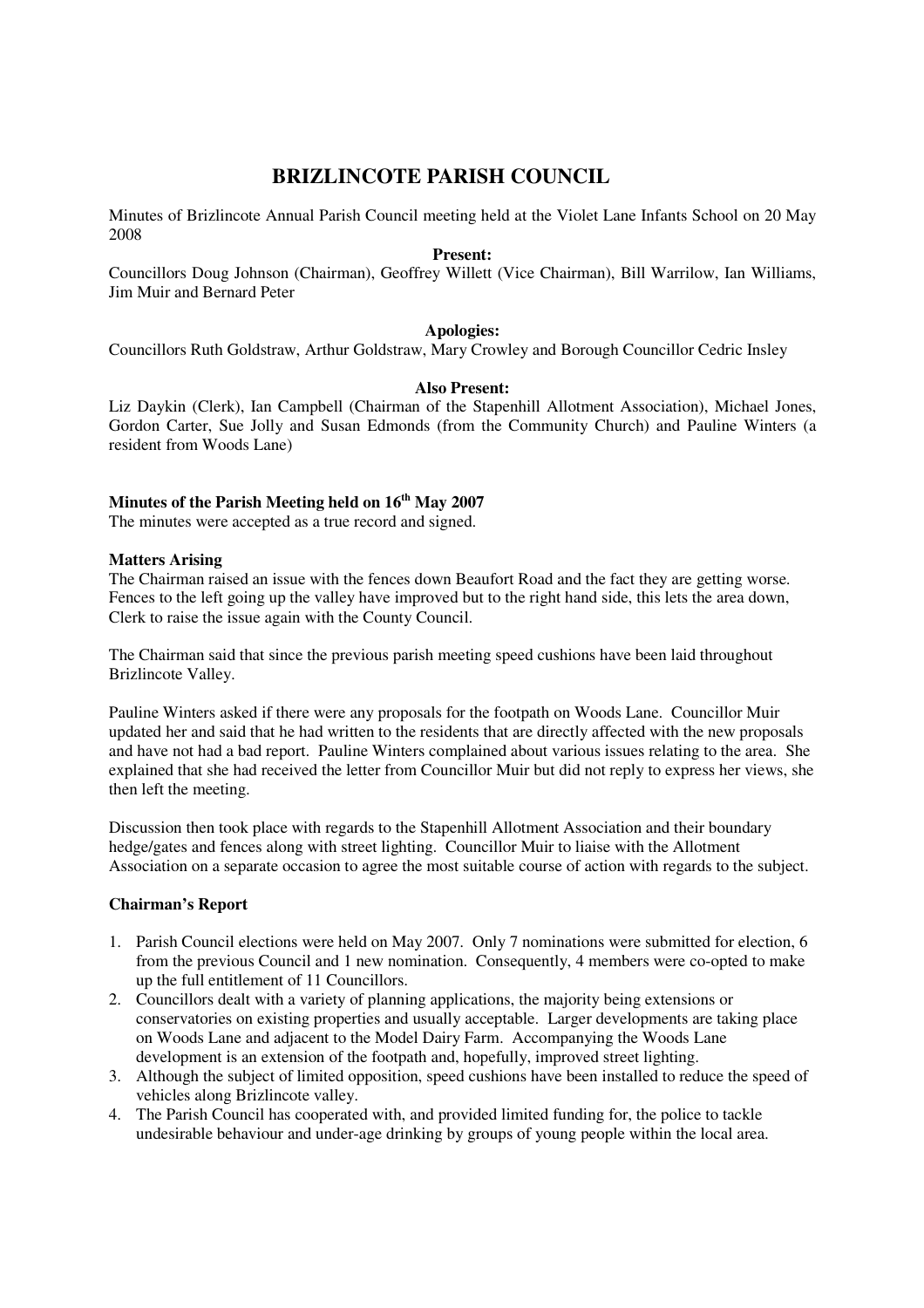# BRIZLINCOTE PARISH COUNCIL

Minutes of Brizlincote Annual Parish Council meeting held at the Violet Lane Infants School on 20 May 2008

**Present:**

Councillors Doug Johnson (Chairman), Geoffrey Willett (Vice Chairman), Bill Warrilow, Ian Williams, Jim Muir and Bernard Peter

**Apologies:**

Councillors Ruth Goldstraw, Arthur Goldstraw, Mary Crowley and Borough Councillor Cedric Insley

**Also Present:**

Liz Daykin (Clerk), Ian Campbell (Chairman of the Stapenhill Allotment Association), Michael Jones, Gordon Carter, Sue Jolly and Susan Edmonds (from the Community Church) and Pauline Winters (a resident from Woods Lane)

**Minutes of the Parish Meeting held on 16th May 2007**

The minutes were accepted as a true record and signed.

**Matters Arising**

The Chairman raised an issue with the fences down Beaufort Road and the fact they are getting worse. Fences to the left going up the valley have improved but to the right hand side, this lets the area down, Clerk to raise the issue again with the County Council.

The Chairman said that since the previous parish meeting speed cushions have been laid throughout Brizlincote Valley.

Pauline Winters asked if there were any proposals for the footpath on Woods Lane. Councillor Muir updated her and said that he had written to the residents that are directly affected with the new proposals and have not had a bad report. Pauline Winters complained about various issues relating to the area. She explained that she had received the letter from Councillor Muir but did not reply to express her views, she then left the meeting.

Discussion then took place with regards to the Stapenhill Allotment Association and their boundary hedge/gates and fences along with street lighting. Councillor Muir to liaise with the Allotment Association on a separate occasion to agree the most suitable course of action with regards to the subject.

**Chairman's Report**

1. Parish Council elections were held on May 2007. Only 7 nominations were submitted for election, 6 from the previous Council and 1 new nomination. Consequently, 4 members were co-opted to make up the full entitlement of 11 Councillors.
2. Councillors dealt with a variety of planning applications, the majority being extensions or conservatories on existing properties and usually acceptable. Larger developments are taking place on Woods Lane and adjacent to the Model Dairy Farm. Accompanying the Woods Lane development is an extension of the footpath and, hopefully, improved street lighting.
3. Although the subject of limited opposition, speed cushions have been installed to reduce the speed of vehicles along Brizlincote valley.
4. The Parish Council has cooperated with, and provided limited funding for, the police to tackle undesirable behaviour and under-age drinking by groups of young people within the local area.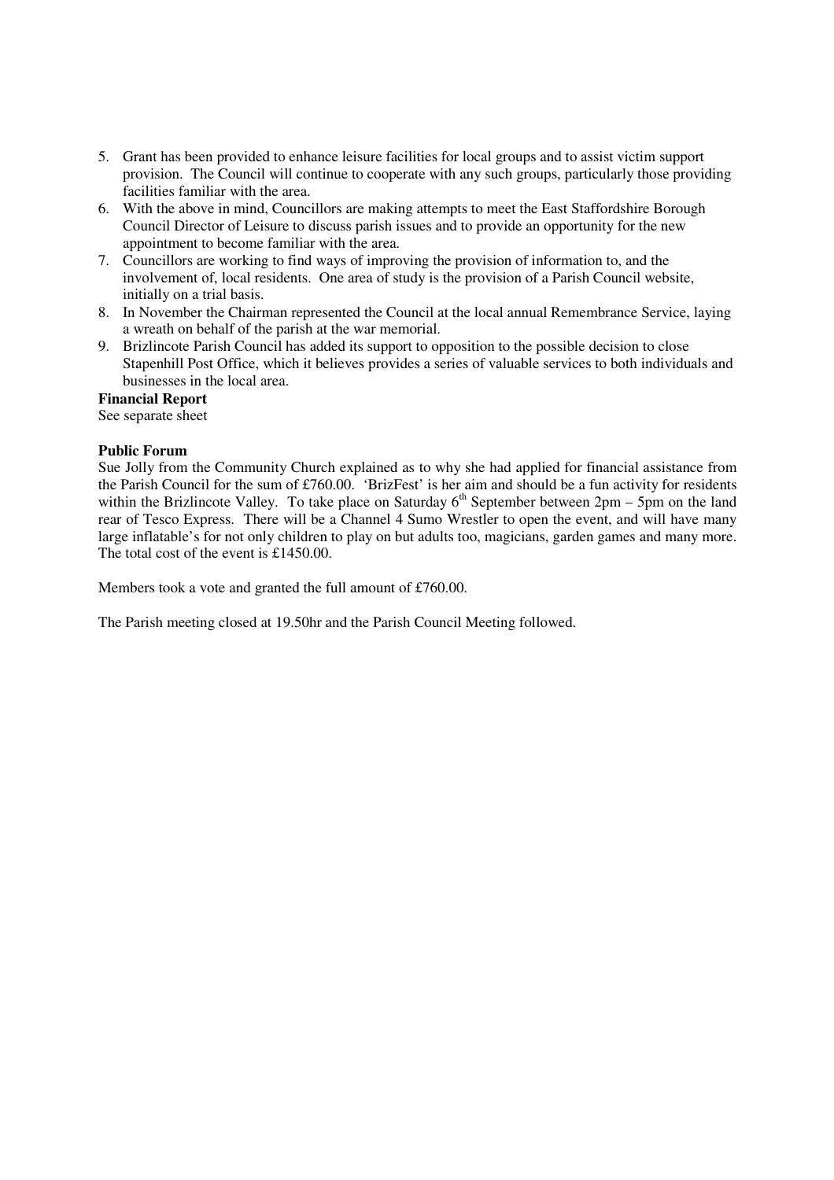5. Grant has been provided to enhance leisure facilities for local groups and to assist victim support provision. The Council will continue to cooperate with any such groups, particularly those providing facilities familiar with the area.
6. With the above in mind, Councillors are making attempts to meet the East Staffordshire Borough Council Director of Leisure to discuss parish issues and to provide an opportunity for the new appointment to become familiar with the area.
7. Councillors are working to find ways of improving the provision of information to, and the involvement of, local residents. One area of study is the provision of a Parish Council website, initially on a trial basis.
8. In November the Chairman represented the Council at the local annual Remembrance Service, laying a wreath on behalf of the parish at the war memorial.
9. Brizlincote Parish Council has added its support to opposition to the possible decision to close Stapenhill Post Office, which it believes provides a series of valuable services to both individuals and businesses in the local area.

**Financial Report**

See separate sheet

**Public Forum**

Sue Jolly from the Community Church explained as to why she had applied for financial assistance from the Parish Council for the sum of £760.00. 'BrizFest' is her aim and should be a fun activity for residents within the Brizlincote Valley. To take place on Saturday 6th September between 2pm – 5pm on the land rear of Tesco Express. There will be a Channel 4 Sumo Wrestler to open the event, and will have many large inflatable's for not only children to play on but adults too, magicians, garden games and many more. The total cost of the event is £1450.00.

Members took a vote and granted the full amount of £760.00.

The Parish meeting closed at 19.50hr and the Parish Council Meeting followed.